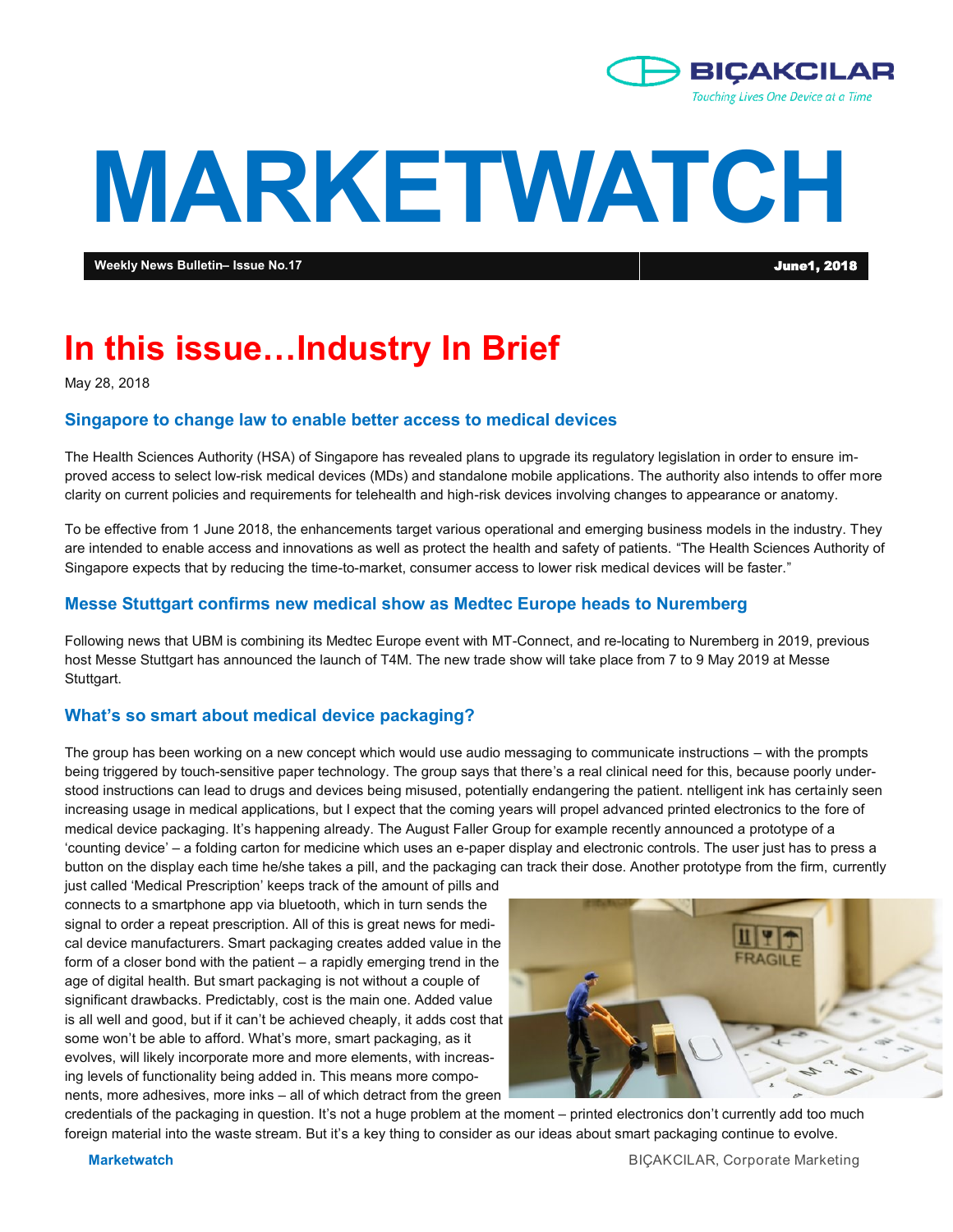BIÇAKCILAR

*Touching Lives One Device at a Time*

# MARKETWATCH

**Weekly News Bulletin– Issue No.17** | **June1, 2018**

## In this issue…Industry In Brief

May 28, 2018

### Singapore to change law to enable better access to medical devices

The Health Sciences Authority (HSA) of Singapore has revealed plans to upgrade its regulatory legislation in order to ensure improved access to select low-risk medical devices (MDs) and standalone mobile applications. The authority also intends to offer more clarity on current policies and requirements for telehealth and high-risk devices involving changes to appearance or anatomy.

To be effective from 1 June 2018, the enhancements target various operational and emerging business models in the industry. They are intended to enable access and innovations as well as protect the health and safety of patients. “The Health Sciences Authority of Singapore expects that by reducing the time-to-market, consumer access to lower risk medical devices will be faster.”

### Messe Stuttgart confirms new medical show as Medtec Europe heads to Nuremberg

Following news that UBM is combining its Medtec Europe event with MT-Connect, and re-locating to Nuremberg in 2019, previous host Messe Stuttgart has announced the launch of T4M. The new trade show will take place from 7 to 9 May 2019 at Messe Stuttgart.

### What’s so smart about medical device packaging?

The group has been working on a new concept which would use audio messaging to communicate instructions – with the prompts being triggered by touch-sensitive paper technology. The group says that there’s a real clinical need for this, because poorly understood instructions can lead to drugs and devices being misused, potentially endangering the patient. ntelligent ink has certainly seen increasing usage in medical applications, but I expect that the coming years will propel advanced printed electronics to the fore of medical device packaging. It’s happening already. The August Faller Group for example recently announced a prototype of a ‘counting device’ – a folding carton for medicine which uses an e-paper display and electronic controls. The user just has to press a button on the display each time he/she takes a pill, and the packaging can track their dose. Another prototype from the firm, currently just called ‘Medical Prescription’ keeps track of the amount of pills and connects to a smartphone app via bluetooth, which in turn sends the signal to order a repeat prescription. All of this is great news for medical device manufacturers. Smart packaging creates added value in the form of a closer bond with the patient – a rapidly emerging trend in the age of digital health. But smart packaging is not without a couple of significant drawbacks. Predictably, cost is the main one. Added value is all well and good, but if it can’t be achieved cheaply, it adds cost that some won’t be able to afford. What’s more, smart packaging, as it evolves, will likely incorporate more and more elements, with increasing levels of functionality being added in. This means more components, more adhesives, more inks – all of which detract from the green credentials of the packaging in question. It’s not a huge problem at the moment – printed electronics don’t currently add too much foreign material into the waste stream. But it’s a key thing to consider as our ideas about smart packaging continue to evolve.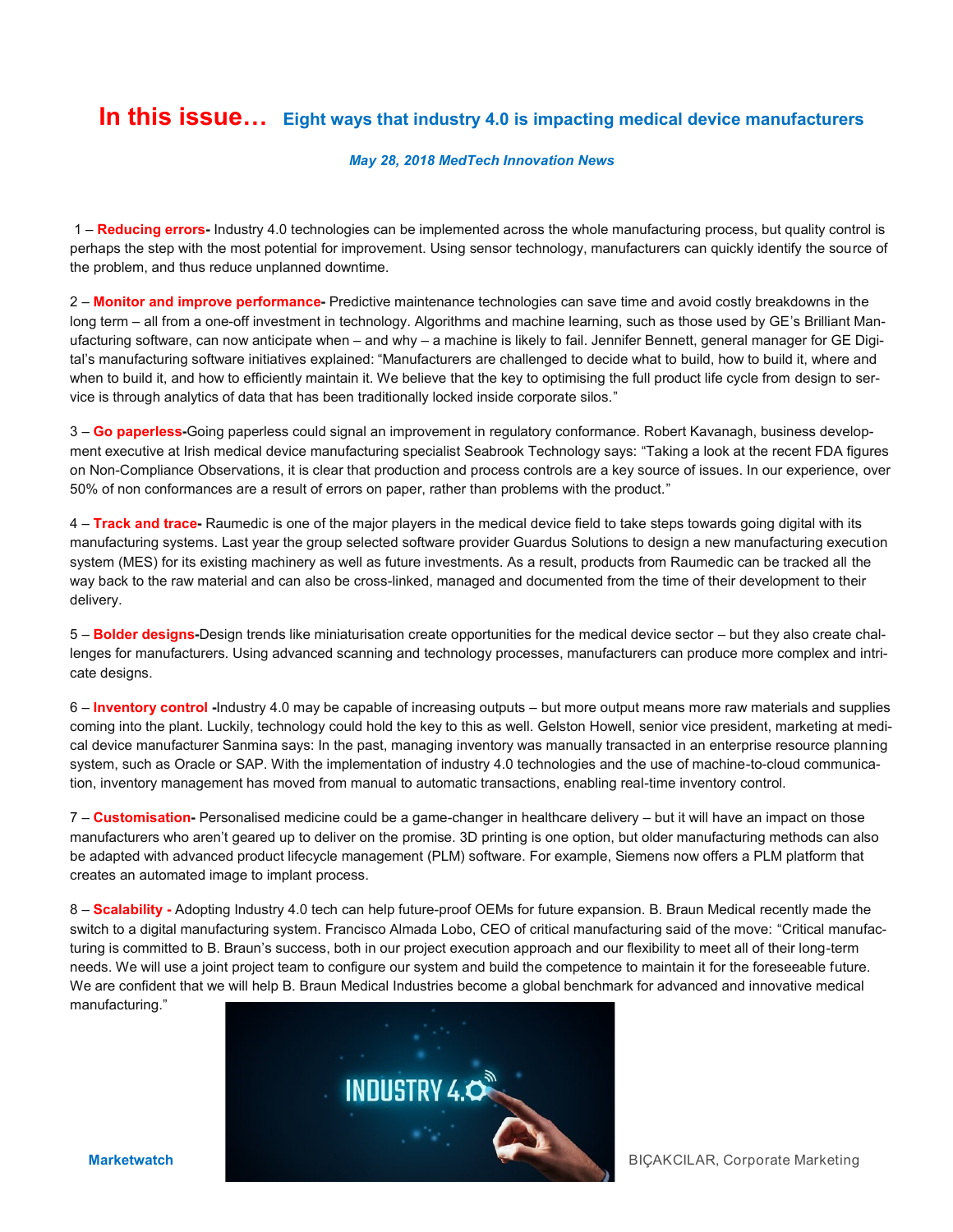# In this issue… Eight ways that industry 4.0 is impacting medical device manufacturers

*May 28, 2018 MedTech Innovation News*

1 – **Reducing errors-** Industry 4.0 technologies can be implemented across the whole manufacturing process, but quality control is perhaps the step with the most potential for improvement. Using sensor technology, manufacturers can quickly identify the source of the problem, and thus reduce unplanned downtime.

2 – **Monitor and improve performance-** Predictive maintenance technologies can save time and avoid costly breakdowns in the long term – all from a one-off investment in technology. Algorithms and machine learning, such as those used by GE's Brilliant Manufacturing software, can now anticipate when – and why – a machine is likely to fail. Jennifer Bennett, general manager for GE Digital's manufacturing software initiatives explained: "Manufacturers are challenged to decide what to build, how to build it, where and when to build it, and how to efficiently maintain it. We believe that the key to optimising the full product life cycle from design to service is through analytics of data that has been traditionally locked inside corporate silos."

3 – **Go paperless-**Going paperless could signal an improvement in regulatory conformance. Robert Kavanagh, business development executive at Irish medical device manufacturing specialist Seabrook Technology says: "Taking a look at the recent FDA figures on Non-Compliance Observations, it is clear that production and process controls are a key source of issues. In our experience, over 50% of non conformances are a result of errors on paper, rather than problems with the product."

4 – **Track and trace-** Raumedic is one of the major players in the medical device field to take steps towards going digital with its manufacturing systems. Last year the group selected software provider Guardus Solutions to design a new manufacturing execution system (MES) for its existing machinery as well as future investments. As a result, products from Raumedic can be tracked all the way back to the raw material and can also be cross-linked, managed and documented from the time of their development to their delivery.

5 – **Bolder designs-**Design trends like miniaturisation create opportunities for the medical device sector – but they also create challenges for manufacturers. Using advanced scanning and technology processes, manufacturers can produce more complex and intricate designs.

6 – **Inventory control -**Industry 4.0 may be capable of increasing outputs – but more output means more raw materials and supplies coming into the plant. Luckily, technology could hold the key to this as well. Gelston Howell, senior vice president, marketing at medical device manufacturer Sanmina says: In the past, managing inventory was manually transacted in an enterprise resource planning system, such as Oracle or SAP. With the implementation of industry 4.0 technologies and the use of machine-to-cloud communication, inventory management has moved from manual to automatic transactions, enabling real-time inventory control.

7 – **Customisation-** Personalised medicine could be a game-changer in healthcare delivery – but it will have an impact on those manufacturers who aren't geared up to deliver on the promise. 3D printing is one option, but older manufacturing methods can also be adapted with advanced product lifecycle management (PLM) software. For example, Siemens now offers a PLM platform that creates an automated image to implant process.

8 – **Scalability -** Adopting Industry 4.0 tech can help future-proof OEMs for future expansion. B. Braun Medical recently made the switch to a digital manufacturing system. Francisco Almada Lobo, CEO of critical manufacturing said of the move: "Critical manufacturing is committed to B. Braun's success, both in our project execution approach and our flexibility to meet all of their long-term needs. We will use a joint project team to configure our system and build the competence to maintain it for the foreseeable future. We are confident that we will help B. Braun Medical Industries become a global benchmark for advanced and innovative medical manufacturing."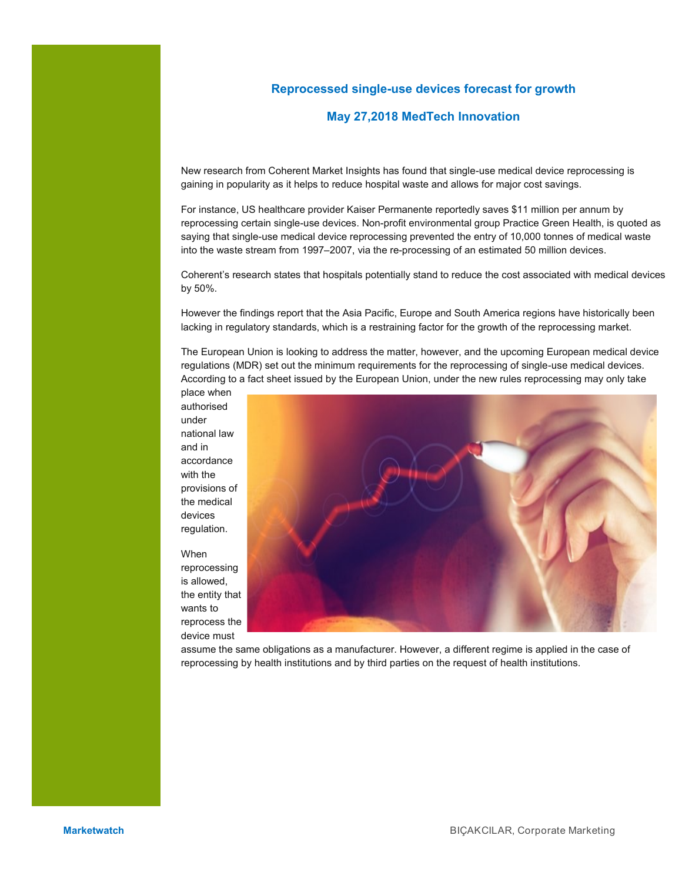## Reprocessed single-use devices forecast for growth

**May 27,2018 MedTech Innovation**

New research from Coherent Market Insights has found that single-use medical device reprocessing is gaining in popularity as it helps to reduce hospital waste and allows for major cost savings.

For instance, US healthcare provider Kaiser Permanente reportedly saves $11 million per annum by reprocessing certain single-use devices. Non-profit environmental group Practice Green Health, is quoted as saying that single-use medical device reprocessing prevented the entry of 10,000 tonnes of medical waste into the waste stream from 1997–2007, via the re-processing of an estimated 50 million devices.

Coherent's research states that hospitals potentially stand to reduce the cost associated with medical devices by 50%.

However the findings report that the Asia Pacific, Europe and South America regions have historically been lacking in regulatory standards, which is a restraining factor for the growth of the reprocessing market.

The European Union is looking to address the matter, however, and the upcoming European medical device regulations (MDR) set out the minimum requirements for the reprocessing of single-use medical devices. According to a fact sheet issued by the European Union, under the new rules reprocessing may only take place when authorised under national law and in accordance with the provisions of the medical devices regulation.

When reprocessing is allowed, the entity that wants to reprocess the device must assume the same obligations as a manufacturer. However, a different regime is applied in the case of reprocessing by health institutions and by third parties on the request of health institutions.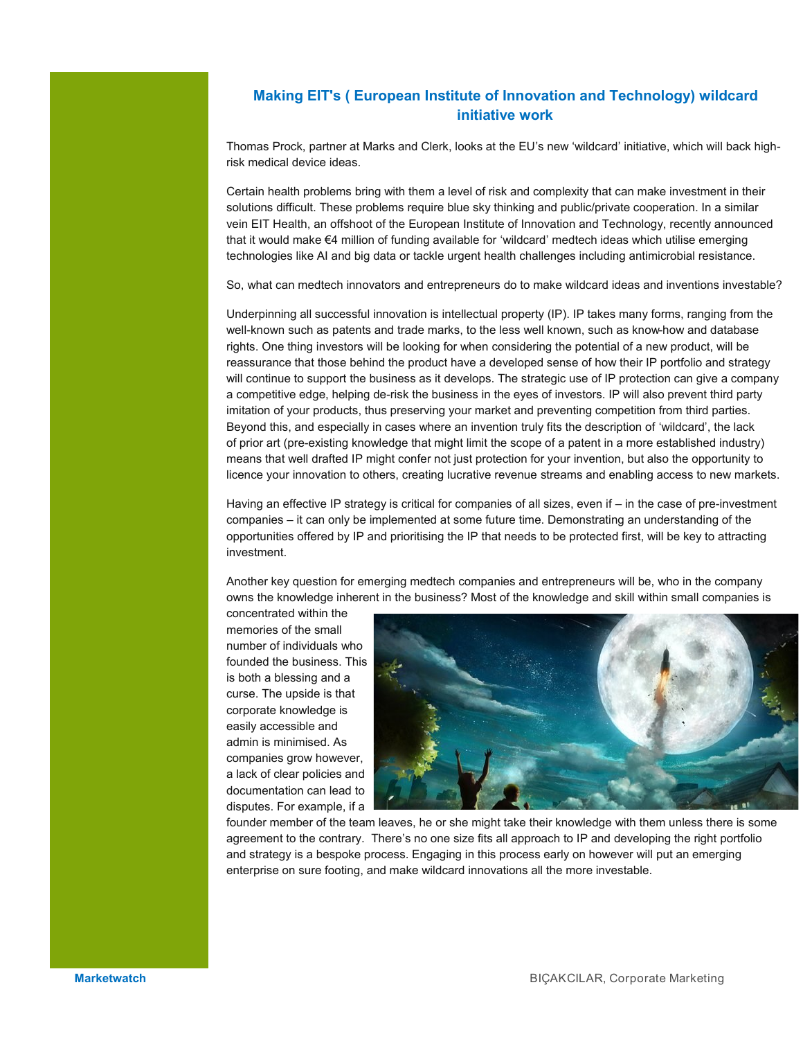## Making EIT's ( European Institute of Innovation and Technology) wildcard initiative work

Thomas Prock, partner at Marks and Clerk, looks at the EU's new 'wildcard' initiative, which will back high-risk medical device ideas.

Certain health problems bring with them a level of risk and complexity that can make investment in their solutions difficult. These problems require blue sky thinking and public/private cooperation. In a similar vein EIT Health, an offshoot of the European Institute of Innovation and Technology, recently announced that it would make €4 million of funding available for 'wildcard' medtech ideas which utilise emerging technologies like AI and big data or tackle urgent health challenges including antimicrobial resistance.

So, what can medtech innovators and entrepreneurs do to make wildcard ideas and inventions investable?

Underpinning all successful innovation is intellectual property (IP). IP takes many forms, ranging from the well-known such as patents and trade marks, to the less well known, such as know-how and database rights. One thing investors will be looking for when considering the potential of a new product, will be reassurance that those behind the product have a developed sense of how their IP portfolio and strategy will continue to support the business as it develops. The strategic use of IP protection can give a company a competitive edge, helping de-risk the business in the eyes of investors. IP will also prevent third party imitation of your products, thus preserving your market and preventing competition from third parties. Beyond this, and especially in cases where an invention truly fits the description of 'wildcard', the lack of prior art (pre-existing knowledge that might limit the scope of a patent in a more established industry) means that well drafted IP might confer not just protection for your invention, but also the opportunity to licence your innovation to others, creating lucrative revenue streams and enabling access to new markets.

Having an effective IP strategy is critical for companies of all sizes, even if – in the case of pre-investment companies – it can only be implemented at some future time. Demonstrating an understanding of the opportunities offered by IP and prioritising the IP that needs to be protected first, will be key to attracting investment.

Another key question for emerging medtech companies and entrepreneurs will be, who in the company owns the knowledge inherent in the business? Most of the knowledge and skill within small companies is concentrated within the memories of the small number of individuals who founded the business. This is both a blessing and a curse. The upside is that corporate knowledge is easily accessible and admin is minimised. As companies grow however, a lack of clear policies and documentation can lead to disputes. For example, if a founder member of the team leaves, he or she might take their knowledge with them unless there is some agreement to the contrary. There's no one size fits all approach to IP and developing the right portfolio and strategy is a bespoke process. Engaging in this process early on however will put an emerging enterprise on sure footing, and make wildcard innovations all the more investable.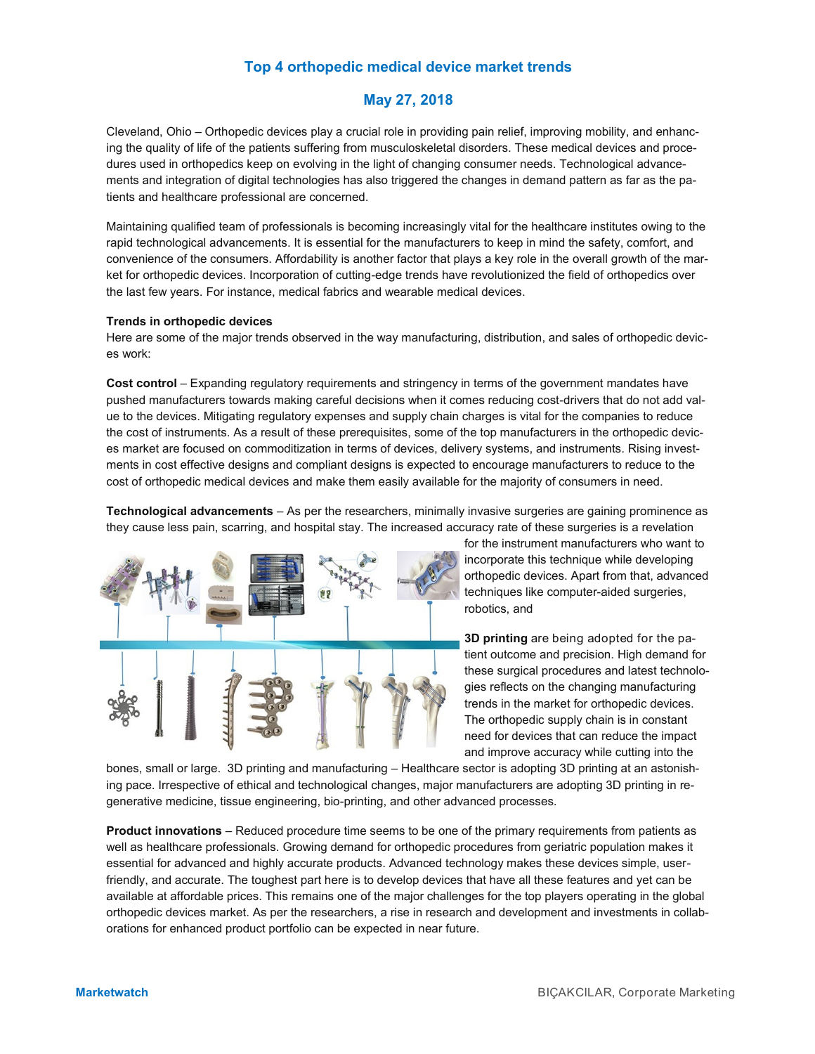## Top 4 orthopedic medical device market trends

## May 27, 2018

Cleveland, Ohio – Orthopedic devices play a crucial role in providing pain relief, improving mobility, and enhancing the quality of life of the patients suffering from musculoskeletal disorders. These medical devices and procedures used in orthopedics keep on evolving in the light of changing consumer needs. Technological advancements and integration of digital technologies has also triggered the changes in demand pattern as far as the patients and healthcare professional are concerned.

Maintaining qualified team of professionals is becoming increasingly vital for the healthcare institutes owing to the rapid technological advancements. It is essential for the manufacturers to keep in mind the safety, comfort, and convenience of the consumers. Affordability is another factor that plays a key role in the overall growth of the market for orthopedic devices. Incorporation of cutting-edge trends have revolutionized the field of orthopedics over the last few years. For instance, medical fabrics and wearable medical devices.

**Trends in orthopedic devices**

Here are some of the major trends observed in the way manufacturing, distribution, and sales of orthopedic devices work:

**Cost control** – Expanding regulatory requirements and stringency in terms of the government mandates have pushed manufacturers towards making careful decisions when it comes reducing cost-drivers that do not add value to the devices. Mitigating regulatory expenses and supply chain charges is vital for the companies to reduce the cost of instruments. As a result of these prerequisites, some of the top manufacturers in the orthopedic devices market are focused on commoditization in terms of devices, delivery systems, and instruments. Rising investments in cost effective designs and compliant designs is expected to encourage manufacturers to reduce to the cost of orthopedic medical devices and make them easily available for the majority of consumers in need.

**Technological advancements** – As per the researchers, minimally invasive surgeries are gaining prominence as they cause less pain, scarring, and hospital stay. The increased accuracy rate of these surgeries is a revelation for the instrument manufacturers who want to incorporate this technique while developing orthopedic devices. Apart from that, advanced techniques like computer-aided surgeries, robotics, and

**3D printing** are being adopted for the patient outcome and precision. High demand for these surgical procedures and latest technologies reflects on the changing manufacturing trends in the market for orthopedic devices. The orthopedic supply chain is in constant need for devices that can reduce the impact and improve accuracy while cutting into the bones, small or large. 3D printing and manufacturing – Healthcare sector is adopting 3D printing at an astonishing pace. Irrespective of ethical and technological changes, major manufacturers are adopting 3D printing in regenerative medicine, tissue engineering, bio-printing, and other advanced processes.

**Product innovations** – Reduced procedure time seems to be one of the primary requirements from patients as well as healthcare professionals. Growing demand for orthopedic procedures from geriatric population makes it essential for advanced and highly accurate products. Advanced technology makes these devices simple, user-friendly, and accurate. The toughest part here is to develop devices that have all these features and yet can be available at affordable prices. This remains one of the major challenges for the top players operating in the global orthopedic devices market. As per the researchers, a rise in research and development and investments in collaborations for enhanced product portfolio can be expected in near future.

Marketwatch